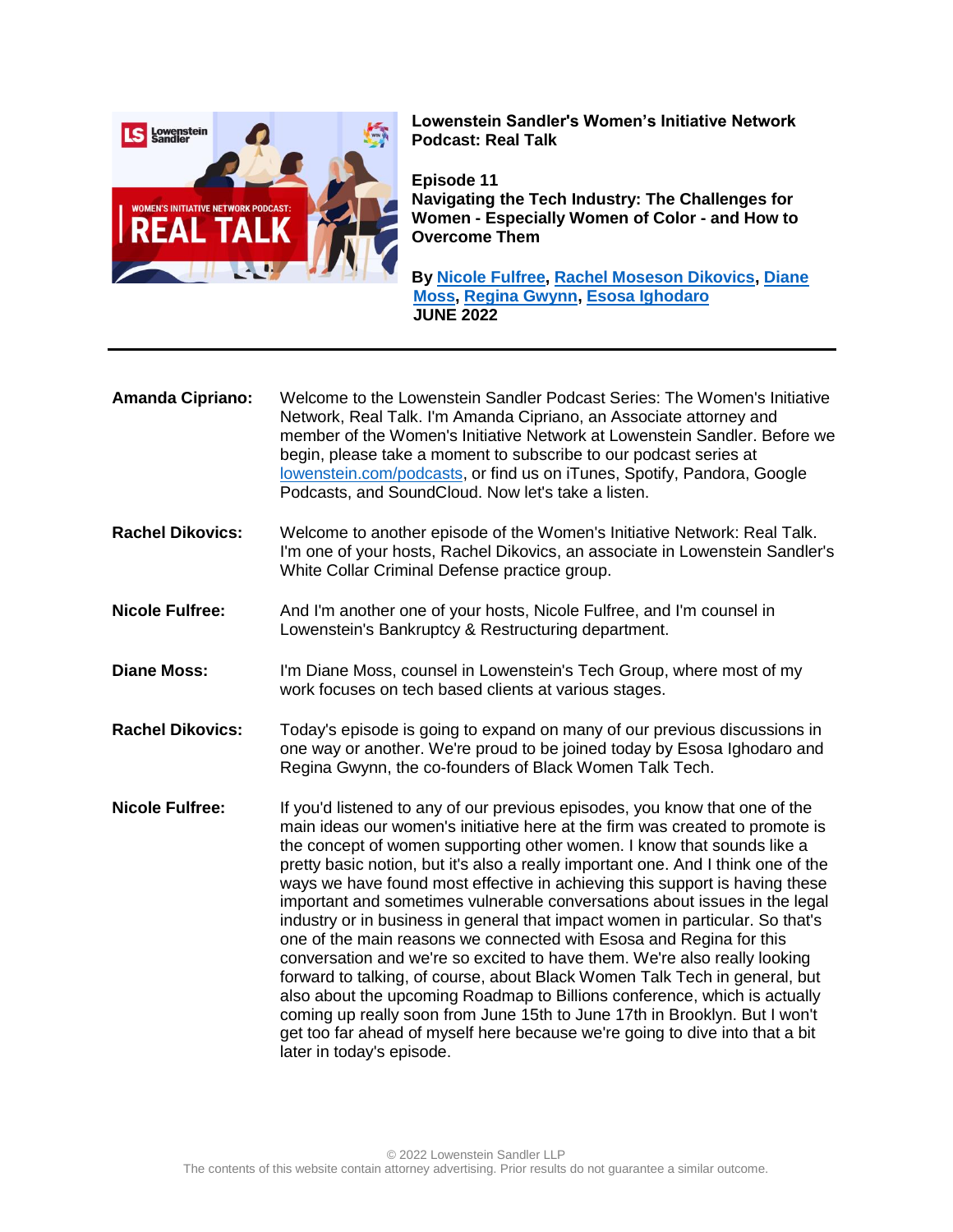**Lowenstein Sandler's Women's Initiative Network Podcast: Real Talk**

**Episode 11**
**Navigating the Tech Industry: The Challenges for Women - Especially Women of Color - and How to Overcome Them**

**By Nicole Fulfree, Rachel Moseson Dikovics, Diane Moss, Regina Gwynn, Esosa Ighodaro**
**JUNE 2022**

---

**Amanda Cipriano:** Welcome to the Lowenstein Sandler Podcast Series: The Women's Initiative Network, Real Talk. I'm Amanda Cipriano, an Associate attorney and member of the Women's Initiative Network at Lowenstein Sandler. Before we begin, please take a moment to subscribe to our podcast series at lowenstein.com/podcasts, or find us on iTunes, Spotify, Pandora, Google Podcasts, and SoundCloud. Now let's take a listen.

**Rachel Dikovics:** Welcome to another episode of the Women's Initiative Network: Real Talk. I'm one of your hosts, Rachel Dikovics, an associate in Lowenstein Sandler's White Collar Criminal Defense practice group.

**Nicole Fulfree:** And I'm another one of your hosts, Nicole Fulfree, and I'm counsel in Lowenstein's Bankruptcy & Restructuring department.

**Diane Moss:** I'm Diane Moss, counsel in Lowenstein's Tech Group, where most of my work focuses on tech based clients at various stages.

**Rachel Dikovics:** Today's episode is going to expand on many of our previous discussions in one way or another. We're proud to be joined today by Esosa Ighodaro and Regina Gwynn, the co-founders of Black Women Talk Tech.

**Nicole Fulfree:** If you'd listened to any of our previous episodes, you know that one of the main ideas our women's initiative here at the firm was created to promote is the concept of women supporting other women. I know that sounds like a pretty basic notion, but it's also a really important one. And I think one of the ways we have found most effective in achieving this support is having these important and sometimes vulnerable conversations about issues in the legal industry or in business in general that impact women in particular. So that's one of the main reasons we connected with Esosa and Regina for this conversation and we're so excited to have them. We're also really looking forward to talking, of course, about Black Women Talk Tech in general, but also about the upcoming Roadmap to Billions conference, which is actually coming up really soon from June 15th to June 17th in Brooklyn. But I won't get too far ahead of myself here because we're going to dive into that a bit later in today's episode.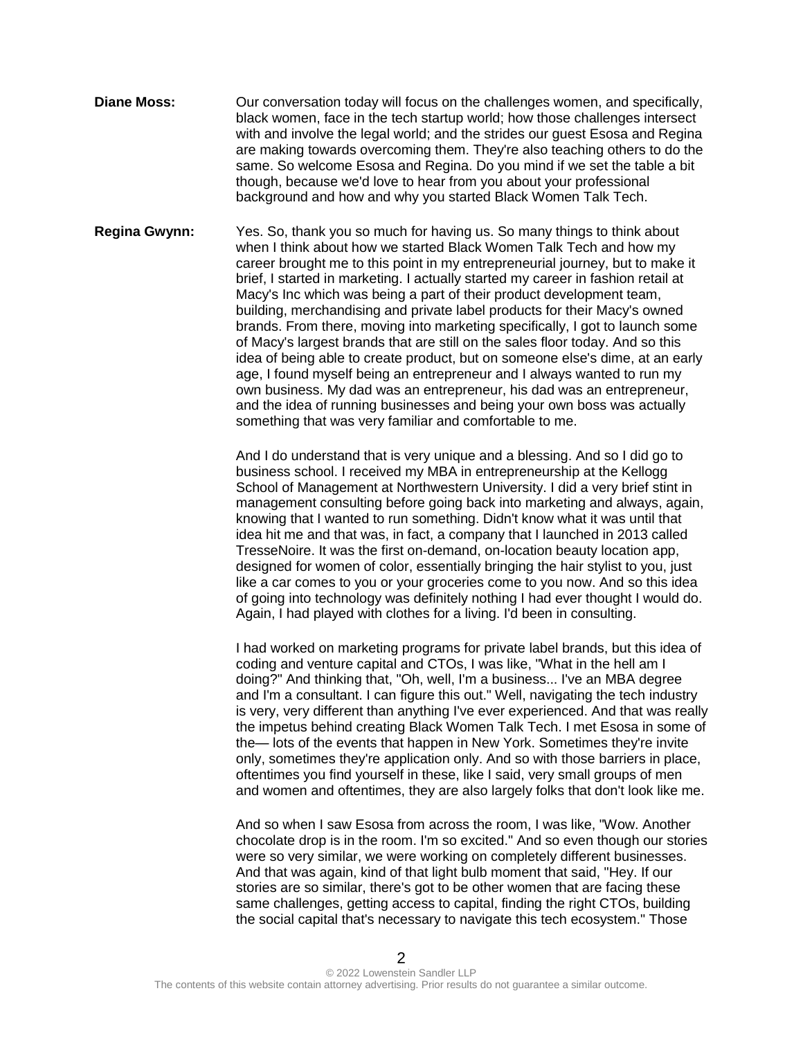**Diane Moss:** Our conversation today will focus on the challenges women, and specifically, black women, face in the tech startup world; how those challenges intersect with and involve the legal world; and the strides our guest Esosa and Regina are making towards overcoming them. They're also teaching others to do the same. So welcome Esosa and Regina. Do you mind if we set the table a bit though, because we'd love to hear from you about your professional background and how and why you started Black Women Talk Tech.

**Regina Gwynn:** Yes. So, thank you so much for having us. So many things to think about when I think about how we started Black Women Talk Tech and how my career brought me to this point in my entrepreneurial journey, but to make it brief, I started in marketing. I actually started my career in fashion retail at Macy's Inc which was being a part of their product development team, building, merchandising and private label products for their Macy's owned brands. From there, moving into marketing specifically, I got to launch some of Macy's largest brands that are still on the sales floor today. And so this idea of being able to create product, but on someone else's dime, at an early age, I found myself being an entrepreneur and I always wanted to run my own business. My dad was an entrepreneur, his dad was an entrepreneur, and the idea of running businesses and being your own boss was actually something that was very familiar and comfortable to me.

And I do understand that is very unique and a blessing. And so I did go to business school. I received my MBA in entrepreneurship at the Kellogg School of Management at Northwestern University. I did a very brief stint in management consulting before going back into marketing and always, again, knowing that I wanted to run something. Didn't know what it was until that idea hit me and that was, in fact, a company that I launched in 2013 called TresseNoire. It was the first on-demand, on-location beauty location app, designed for women of color, essentially bringing the hair stylist to you, just like a car comes to you or your groceries come to you now. And so this idea of going into technology was definitely nothing I had ever thought I would do. Again, I had played with clothes for a living. I'd been in consulting.

I had worked on marketing programs for private label brands, but this idea of coding and venture capital and CTOs, I was like, "What in the hell am I doing?" And thinking that, "Oh, well, I'm a business... I've an MBA degree and I'm a consultant. I can figure this out." Well, navigating the tech industry is very, very different than anything I've ever experienced. And that was really the impetus behind creating Black Women Talk Tech. I met Esosa in some of the— lots of the events that happen in New York. Sometimes they're invite only, sometimes they're application only. And so with those barriers in place, oftentimes you find yourself in these, like I said, very small groups of men and women and oftentimes, they are also largely folks that don't look like me.

And so when I saw Esosa from across the room, I was like, "Wow. Another chocolate drop is in the room. I'm so excited." And so even though our stories were so very similar, we were working on completely different businesses. And that was again, kind of that light bulb moment that said, "Hey. If our stories are so similar, there's got to be other women that are facing these same challenges, getting access to capital, finding the right CTOs, building the social capital that's necessary to navigate this tech ecosystem." Those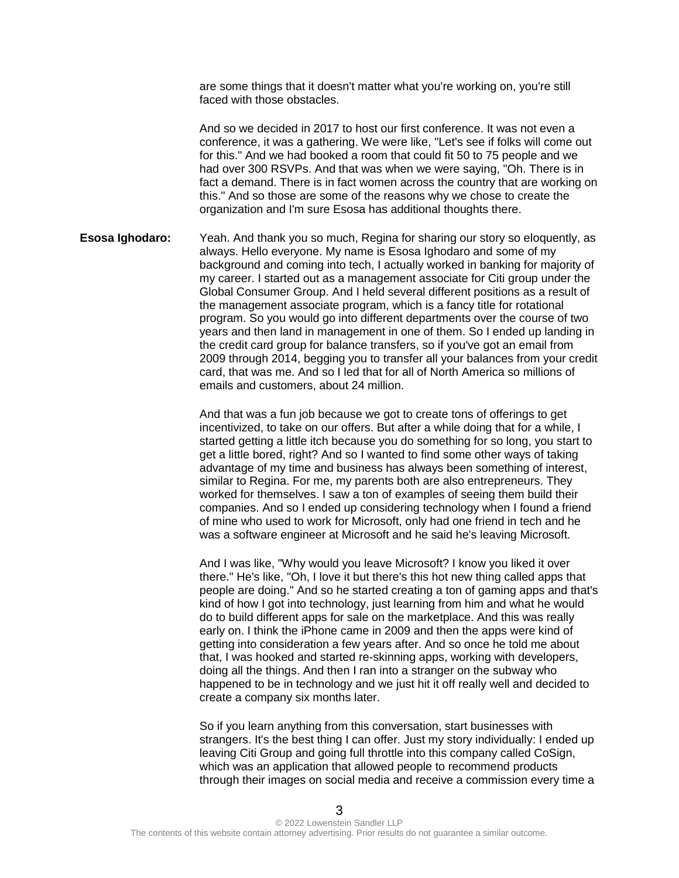are some things that it doesn't matter what you're working on, you're still faced with those obstacles.

And so we decided in 2017 to host our first conference. It was not even a conference, it was a gathering. We were like, "Let's see if folks will come out for this." And we had booked a room that could fit 50 to 75 people and we had over 300 RSVPs. And that was when we were saying, "Oh. There is in fact a demand. There is in fact women across the country that are working on this." And so those are some of the reasons why we chose to create the organization and I'm sure Esosa has additional thoughts there.

**Esosa Ighodaro:** Yeah. And thank you so much, Regina for sharing our story so eloquently, as always. Hello everyone. My name is Esosa Ighodaro and some of my background and coming into tech, I actually worked in banking for majority of my career. I started out as a management associate for Citi group under the Global Consumer Group. And I held several different positions as a result of the management associate program, which is a fancy title for rotational program. So you would go into different departments over the course of two years and then land in management in one of them. So I ended up landing in the credit card group for balance transfers, so if you've got an email from 2009 through 2014, begging you to transfer all your balances from your credit card, that was me. And so I led that for all of North America so millions of emails and customers, about 24 million.

And that was a fun job because we got to create tons of offerings to get incentivized, to take on our offers. But after a while doing that for a while, I started getting a little itch because you do something for so long, you start to get a little bored, right? And so I wanted to find some other ways of taking advantage of my time and business has always been something of interest, similar to Regina. For me, my parents both are also entrepreneurs. They worked for themselves. I saw a ton of examples of seeing them build their companies. And so I ended up considering technology when I found a friend of mine who used to work for Microsoft, only had one friend in tech and he was a software engineer at Microsoft and he said he's leaving Microsoft.

And I was like, "Why would you leave Microsoft? I know you liked it over there." He's like, "Oh, I love it but there's this hot new thing called apps that people are doing." And so he started creating a ton of gaming apps and that's kind of how I got into technology, just learning from him and what he would do to build different apps for sale on the marketplace. And this was really early on. I think the iPhone came in 2009 and then the apps were kind of getting into consideration a few years after. And so once he told me about that, I was hooked and started re-skinning apps, working with developers, doing all the things. And then I ran into a stranger on the subway who happened to be in technology and we just hit it off really well and decided to create a company six months later.

So if you learn anything from this conversation, start businesses with strangers. It's the best thing I can offer. Just my story individually: I ended up leaving Citi Group and going full throttle into this company called CoSign, which was an application that allowed people to recommend products through their images on social media and receive a commission every time a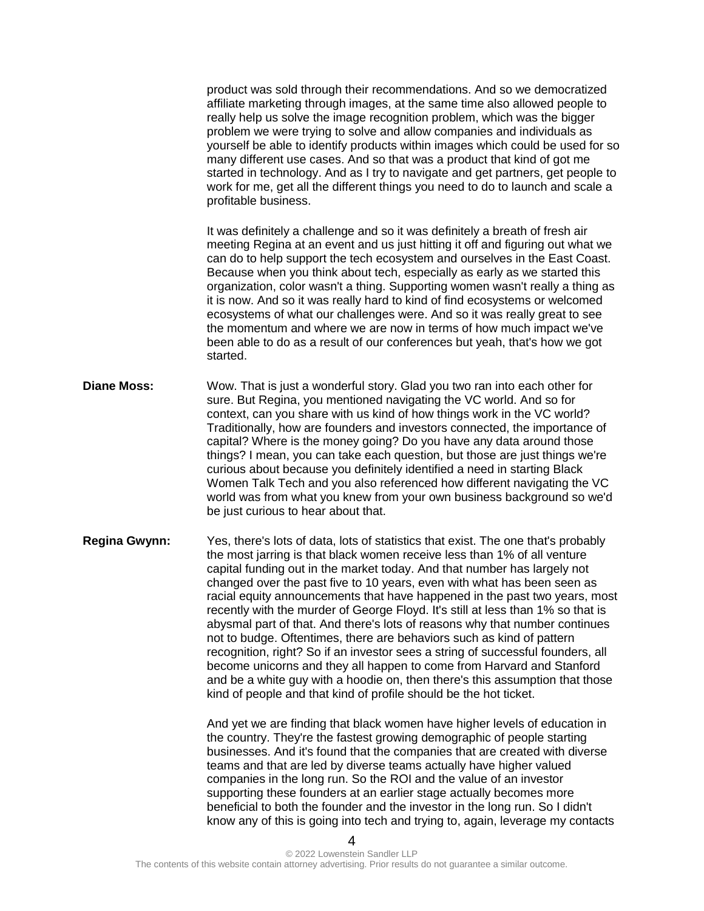product was sold through their recommendations. And so we democratized affiliate marketing through images, at the same time also allowed people to really help us solve the image recognition problem, which was the bigger problem we were trying to solve and allow companies and individuals as yourself be able to identify products within images which could be used for so many different use cases. And so that was a product that kind of got me started in technology. And as I try to navigate and get partners, get people to work for me, get all the different things you need to do to launch and scale a profitable business.

It was definitely a challenge and so it was definitely a breath of fresh air meeting Regina at an event and us just hitting it off and figuring out what we can do to help support the tech ecosystem and ourselves in the East Coast. Because when you think about tech, especially as early as we started this organization, color wasn't a thing. Supporting women wasn't really a thing as it is now. And so it was really hard to kind of find ecosystems or welcomed ecosystems of what our challenges were. And so it was really great to see the momentum and where we are now in terms of how much impact we've been able to do as a result of our conferences but yeah, that's how we got started.

**Diane Moss:** Wow. That is just a wonderful story. Glad you two ran into each other for sure. But Regina, you mentioned navigating the VC world. And so for context, can you share with us kind of how things work in the VC world? Traditionally, how are founders and investors connected, the importance of capital? Where is the money going? Do you have any data around those things? I mean, you can take each question, but those are just things we're curious about because you definitely identified a need in starting Black Women Talk Tech and you also referenced how different navigating the VC world was from what you knew from your own business background so we'd be just curious to hear about that.

**Regina Gwynn:** Yes, there's lots of data, lots of statistics that exist. The one that's probably the most jarring is that black women receive less than 1% of all venture capital funding out in the market today. And that number has largely not changed over the past five to 10 years, even with what has been seen as racial equity announcements that have happened in the past two years, most recently with the murder of George Floyd. It's still at less than 1% so that is abysmal part of that. And there's lots of reasons why that number continues not to budge. Oftentimes, there are behaviors such as kind of pattern recognition, right? So if an investor sees a string of successful founders, all become unicorns and they all happen to come from Harvard and Stanford and be a white guy with a hoodie on, then there's this assumption that those kind of people and that kind of profile should be the hot ticket.

And yet we are finding that black women have higher levels of education in the country. They're the fastest growing demographic of people starting businesses. And it's found that the companies that are created with diverse teams and that are led by diverse teams actually have higher valued companies in the long run. So the ROI and the value of an investor supporting these founders at an earlier stage actually becomes more beneficial to both the founder and the investor in the long run. So I didn't know any of this is going into tech and trying to, again, leverage my contacts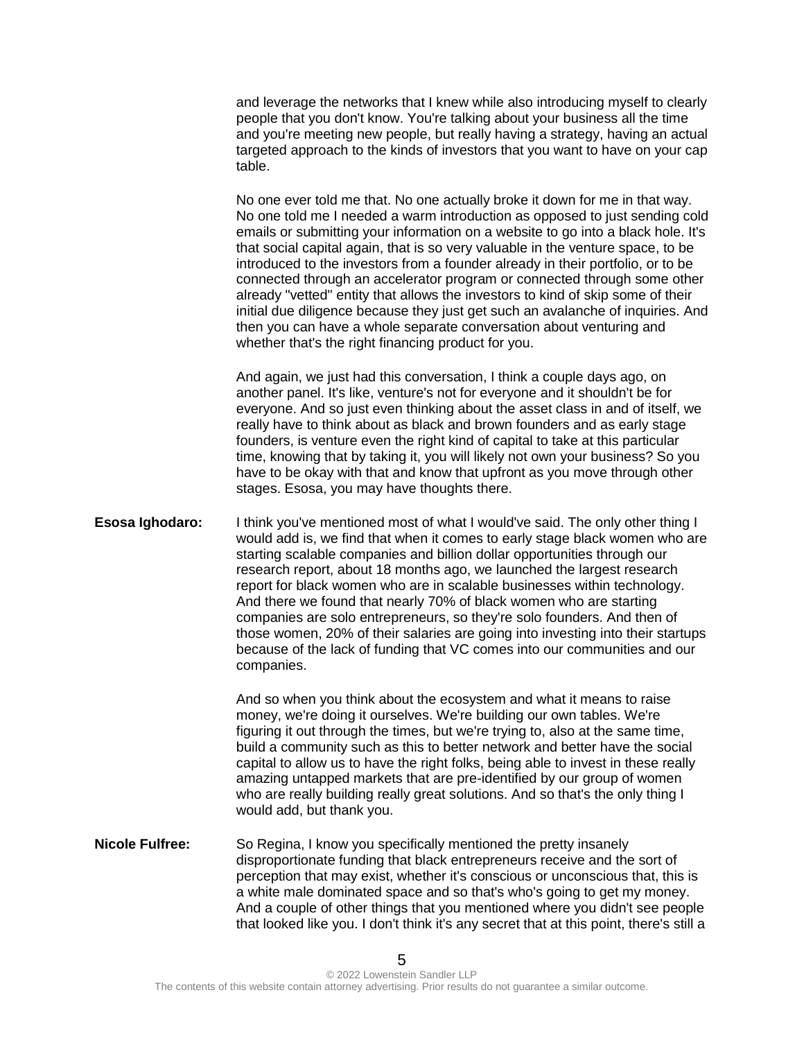and leverage the networks that I knew while also introducing myself to clearly people that you don't know. You're talking about your business all the time and you're meeting new people, but really having a strategy, having an actual targeted approach to the kinds of investors that you want to have on your cap table.

No one ever told me that. No one actually broke it down for me in that way. No one told me I needed a warm introduction as opposed to just sending cold emails or submitting your information on a website to go into a black hole. It's that social capital again, that is so very valuable in the venture space, to be introduced to the investors from a founder already in their portfolio, or to be connected through an accelerator program or connected through some other already "vetted" entity that allows the investors to kind of skip some of their initial due diligence because they just get such an avalanche of inquiries. And then you can have a whole separate conversation about venturing and whether that's the right financing product for you.

And again, we just had this conversation, I think a couple days ago, on another panel. It's like, venture's not for everyone and it shouldn't be for everyone. And so just even thinking about the asset class in and of itself, we really have to think about as black and brown founders and as early stage founders, is venture even the right kind of capital to take at this particular time, knowing that by taking it, you will likely not own your business? So you have to be okay with that and know that upfront as you move through other stages. Esosa, you may have thoughts there.

**Esosa Ighodaro:** I think you've mentioned most of what I would've said. The only other thing I would add is, we find that when it comes to early stage black women who are starting scalable companies and billion dollar opportunities through our research report, about 18 months ago, we launched the largest research report for black women who are in scalable businesses within technology. And there we found that nearly 70% of black women who are starting companies are solo entrepreneurs, so they're solo founders. And then of those women, 20% of their salaries are going into investing into their startups because of the lack of funding that VC comes into our communities and our companies.

And so when you think about the ecosystem and what it means to raise money, we're doing it ourselves. We're building our own tables. We're figuring it out through the times, but we're trying to, also at the same time, build a community such as this to better network and better have the social capital to allow us to have the right folks, being able to invest in these really amazing untapped markets that are pre-identified by our group of women who are really building really great solutions. And so that's the only thing I would add, but thank you.

**Nicole Fulfree:** So Regina, I know you specifically mentioned the pretty insanely disproportionate funding that black entrepreneurs receive and the sort of perception that may exist, whether it's conscious or unconscious that, this is a white male dominated space and so that's who's going to get my money. And a couple of other things that you mentioned where you didn't see people that looked like you. I don't think it's any secret that at this point, there's still a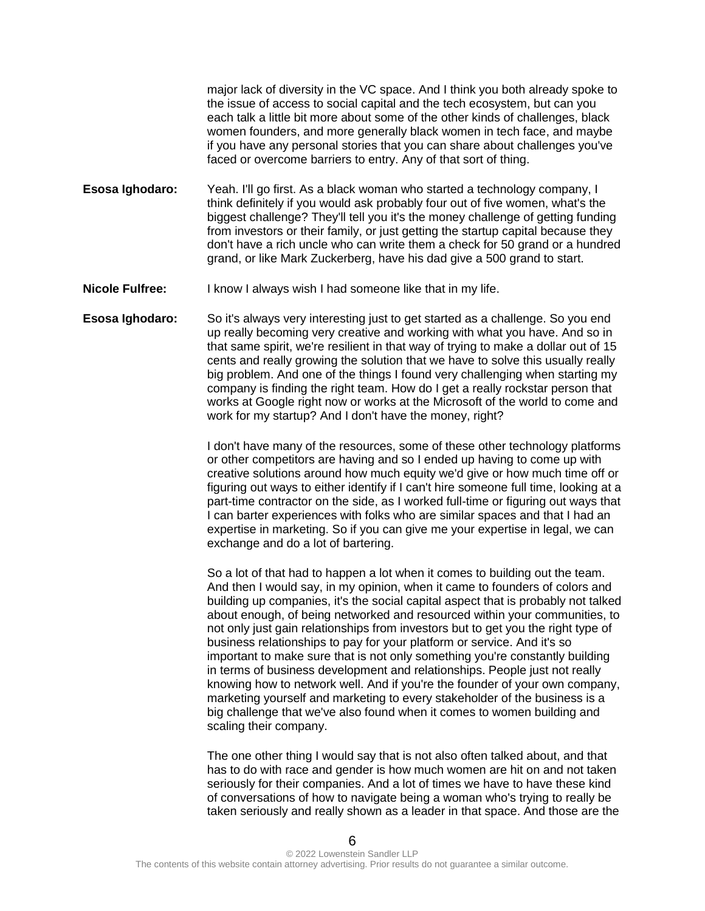major lack of diversity in the VC space. And I think you both already spoke to the issue of access to social capital and the tech ecosystem, but can you each talk a little bit more about some of the other kinds of challenges, black women founders, and more generally black women in tech face, and maybe if you have any personal stories that you can share about challenges you've faced or overcome barriers to entry. Any of that sort of thing.

**Esosa Ighodaro:** Yeah. I'll go first. As a black woman who started a technology company, I think definitely if you would ask probably four out of five women, what's the biggest challenge? They'll tell you it's the money challenge of getting funding from investors or their family, or just getting the startup capital because they don't have a rich uncle who can write them a check for 50 grand or a hundred grand, or like Mark Zuckerberg, have his dad give a 500 grand to start.

**Nicole Fulfree:** I know I always wish I had someone like that in my life.

**Esosa Ighodaro:** So it's always very interesting just to get started as a challenge. So you end up really becoming very creative and working with what you have. And so in that same spirit, we're resilient in that way of trying to make a dollar out of 15 cents and really growing the solution that we have to solve this usually really big problem. And one of the things I found very challenging when starting my company is finding the right team. How do I get a really rockstar person that works at Google right now or works at the Microsoft of the world to come and work for my startup? And I don't have the money, right?

I don't have many of the resources, some of these other technology platforms or other competitors are having and so I ended up having to come up with creative solutions around how much equity we'd give or how much time off or figuring out ways to either identify if I can't hire someone full time, looking at a part-time contractor on the side, as I worked full-time or figuring out ways that I can barter experiences with folks who are similar spaces and that I had an expertise in marketing. So if you can give me your expertise in legal, we can exchange and do a lot of bartering.

So a lot of that had to happen a lot when it comes to building out the team. And then I would say, in my opinion, when it came to founders of colors and building up companies, it's the social capital aspect that is probably not talked about enough, of being networked and resourced within your communities, to not only just gain relationships from investors but to get you the right type of business relationships to pay for your platform or service. And it's so important to make sure that is not only something you're constantly building in terms of business development and relationships. People just not really knowing how to network well. And if you're the founder of your own company, marketing yourself and marketing to every stakeholder of the business is a big challenge that we've also found when it comes to women building and scaling their company.

The one other thing I would say that is not also often talked about, and that has to do with race and gender is how much women are hit on and not taken seriously for their companies. And a lot of times we have to have these kind of conversations of how to navigate being a woman who's trying to really be taken seriously and really shown as a leader in that space. And those are the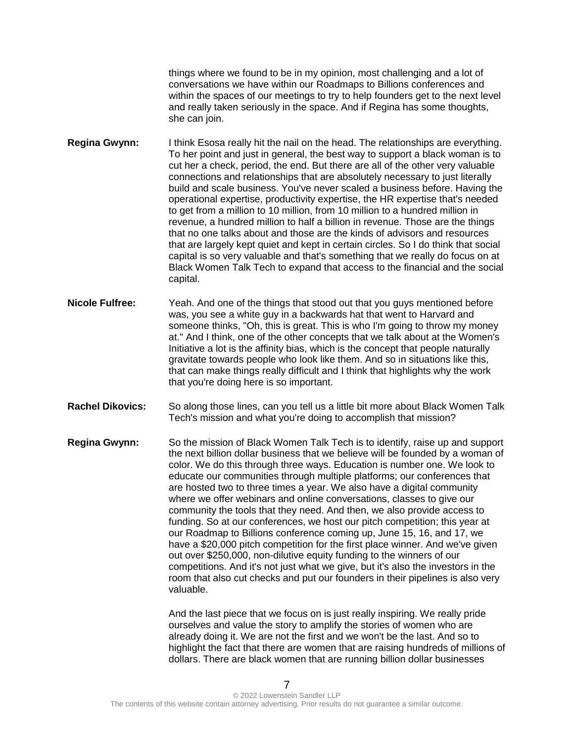things where we found to be in my opinion, most challenging and a lot of conversations we have within our Roadmaps to Billions conferences and within the spaces of our meetings to try to help founders get to the next level and really taken seriously in the space. And if Regina has some thoughts, she can join.

**Regina Gwynn:** I think Esosa really hit the nail on the head. The relationships are everything. To her point and just in general, the best way to support a black woman is to cut her a check, period, the end. But there are all of the other very valuable connections and relationships that are absolutely necessary to just literally build and scale business. You've never scaled a business before. Having the operational expertise, productivity expertise, the HR expertise that's needed to get from a million to 10 million, from 10 million to a hundred million in revenue, a hundred million to half a billion in revenue. Those are the things that no one talks about and those are the kinds of advisors and resources that are largely kept quiet and kept in certain circles. So I do think that social capital is so very valuable and that's something that we really do focus on at Black Women Talk Tech to expand that access to the financial and the social capital.

**Nicole Fulfree:** Yeah. And one of the things that stood out that you guys mentioned before was, you see a white guy in a backwards hat that went to Harvard and someone thinks, "Oh, this is great. This is who I'm going to throw my money at." And I think, one of the other concepts that we talk about at the Women's Initiative a lot is the affinity bias, which is the concept that people naturally gravitate towards people who look like them. And so in situations like this, that can make things really difficult and I think that highlights why the work that you're doing here is so important.

**Rachel Dikovics:** So along those lines, can you tell us a little bit more about Black Women Talk Tech's mission and what you're doing to accomplish that mission?

**Regina Gwynn:** So the mission of Black Women Talk Tech is to identify, raise up and support the next billion dollar business that we believe will be founded by a woman of color. We do this through three ways. Education is number one. We look to educate our communities through multiple platforms; our conferences that are hosted two to three times a year. We also have a digital community where we offer webinars and online conversations, classes to give our community the tools that they need. And then, we also provide access to funding. So at our conferences, we host our pitch competition; this year at our Roadmap to Billions conference coming up, June 15, 16, and 17, we have a $20,000 pitch competition for the first place winner. And we've given out over $250,000, non-dilutive equity funding to the winners of our competitions. And it's not just what we give, but it's also the investors in the room that also cut checks and put our founders in their pipelines is also very valuable.

And the last piece that we focus on is just really inspiring. We really pride ourselves and value the story to amplify the stories of women who are already doing it. We are not the first and we won't be the last. And so to highlight the fact that there are women that are raising hundreds of millions of dollars. There are black women that are running billion dollar businesses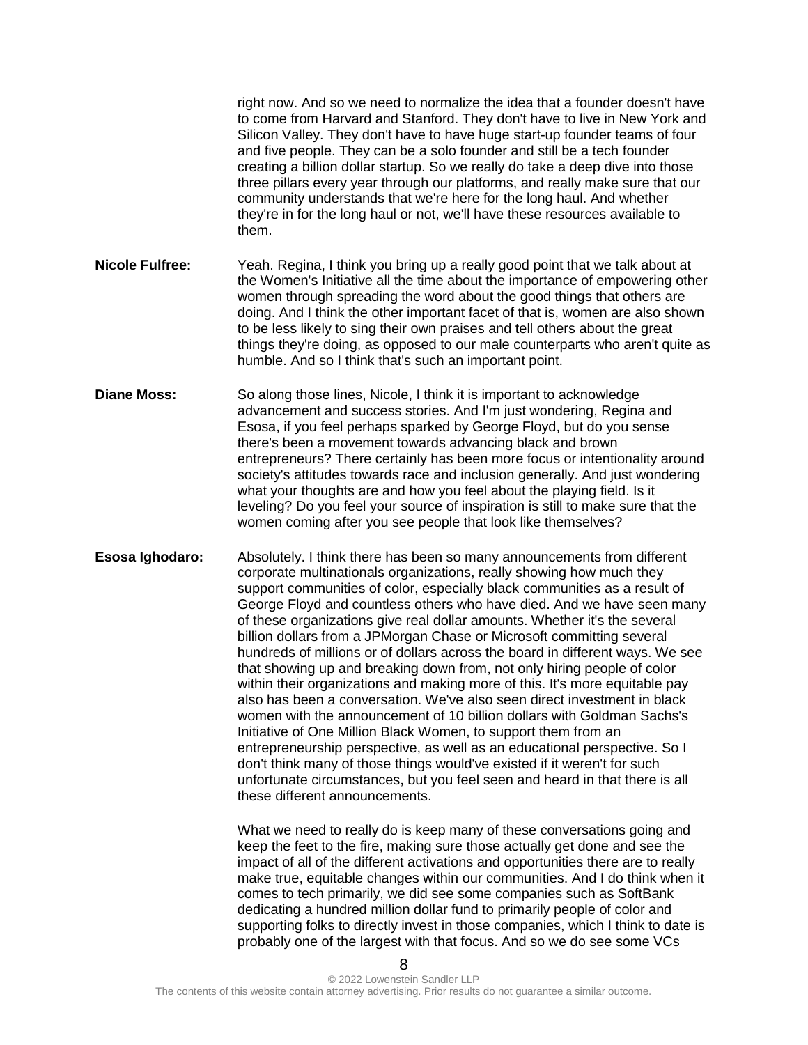right now. And so we need to normalize the idea that a founder doesn't have to come from Harvard and Stanford. They don't have to live in New York and Silicon Valley. They don't have to have huge start-up founder teams of four and five people. They can be a solo founder and still be a tech founder creating a billion dollar startup. So we really do take a deep dive into those three pillars every year through our platforms, and really make sure that our community understands that we're here for the long haul. And whether they're in for the long haul or not, we'll have these resources available to them.

**Nicole Fulfree:** Yeah. Regina, I think you bring up a really good point that we talk about at the Women's Initiative all the time about the importance of empowering other women through spreading the word about the good things that others are doing. And I think the other important facet of that is, women are also shown to be less likely to sing their own praises and tell others about the great things they're doing, as opposed to our male counterparts who aren't quite as humble. And so I think that's such an important point.

**Diane Moss:** So along those lines, Nicole, I think it is important to acknowledge advancement and success stories. And I'm just wondering, Regina and Esosa, if you feel perhaps sparked by George Floyd, but do you sense there's been a movement towards advancing black and brown entrepreneurs? There certainly has been more focus or intentionality around society's attitudes towards race and inclusion generally. And just wondering what your thoughts are and how you feel about the playing field. Is it leveling? Do you feel your source of inspiration is still to make sure that the women coming after you see people that look like themselves?

**Esosa Ighodaro:** Absolutely. I think there has been so many announcements from different corporate multinationals organizations, really showing how much they support communities of color, especially black communities as a result of George Floyd and countless others who have died. And we have seen many of these organizations give real dollar amounts. Whether it's the several billion dollars from a JPMorgan Chase or Microsoft committing several hundreds of millions or of dollars across the board in different ways. We see that showing up and breaking down from, not only hiring people of color within their organizations and making more of this. It's more equitable pay also has been a conversation. We've also seen direct investment in black women with the announcement of 10 billion dollars with Goldman Sachs's Initiative of One Million Black Women, to support them from an entrepreneurship perspective, as well as an educational perspective. So I don't think many of those things would've existed if it weren't for such unfortunate circumstances, but you feel seen and heard in that there is all these different announcements.

What we need to really do is keep many of these conversations going and keep the feet to the fire, making sure those actually get done and see the impact of all of the different activations and opportunities there are to really make true, equitable changes within our communities. And I do think when it comes to tech primarily, we did see some companies such as SoftBank dedicating a hundred million dollar fund to primarily people of color and supporting folks to directly invest in those companies, which I think to date is probably one of the largest with that focus. And so we do see some VCs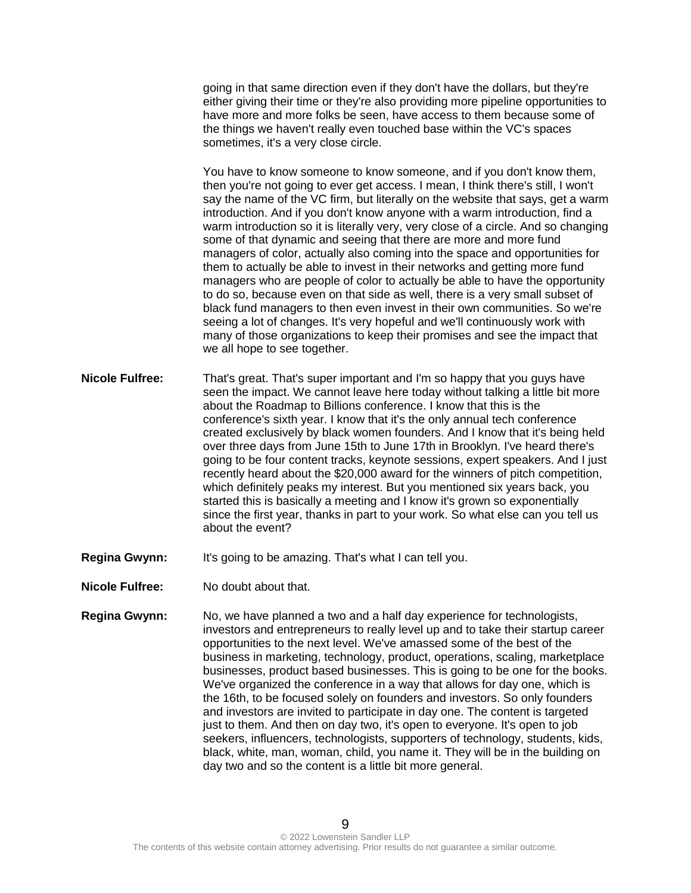going in that same direction even if they don't have the dollars, but they're either giving their time or they're also providing more pipeline opportunities to have more and more folks be seen, have access to them because some of the things we haven't really even touched base within the VC's spaces sometimes, it's a very close circle.

You have to know someone to know someone, and if you don't know them, then you're not going to ever get access. I mean, I think there's still, I won't say the name of the VC firm, but literally on the website that says, get a warm introduction. And if you don't know anyone with a warm introduction, find a warm introduction so it is literally very, very close of a circle. And so changing some of that dynamic and seeing that there are more and more fund managers of color, actually also coming into the space and opportunities for them to actually be able to invest in their networks and getting more fund managers who are people of color to actually be able to have the opportunity to do so, because even on that side as well, there is a very small subset of black fund managers to then even invest in their own communities. So we're seeing a lot of changes. It's very hopeful and we'll continuously work with many of those organizations to keep their promises and see the impact that we all hope to see together.

**Nicole Fulfree:** That's great. That's super important and I'm so happy that you guys have seen the impact. We cannot leave here today without talking a little bit more about the Roadmap to Billions conference. I know that this is the conference's sixth year. I know that it's the only annual tech conference created exclusively by black women founders. And I know that it's being held over three days from June 15th to June 17th in Brooklyn. I've heard there's going to be four content tracks, keynote sessions, expert speakers. And I just recently heard about the $20,000 award for the winners of pitch competition, which definitely peaks my interest. But you mentioned six years back, you started this is basically a meeting and I know it's grown so exponentially since the first year, thanks in part to your work. So what else can you tell us about the event?

**Regina Gwynn:** It's going to be amazing. That's what I can tell you.

**Nicole Fulfree:** No doubt about that.

**Regina Gwynn:** No, we have planned a two and a half day experience for technologists, investors and entrepreneurs to really level up and to take their startup career opportunities to the next level. We've amassed some of the best of the business in marketing, technology, product, operations, scaling, marketplace businesses, product based businesses. This is going to be one for the books. We've organized the conference in a way that allows for day one, which is the 16th, to be focused solely on founders and investors. So only founders and investors are invited to participate in day one. The content is targeted just to them. And then on day two, it's open to everyone. It's open to job seekers, influencers, technologists, supporters of technology, students, kids, black, white, man, woman, child, you name it. They will be in the building on day two and so the content is a little bit more general.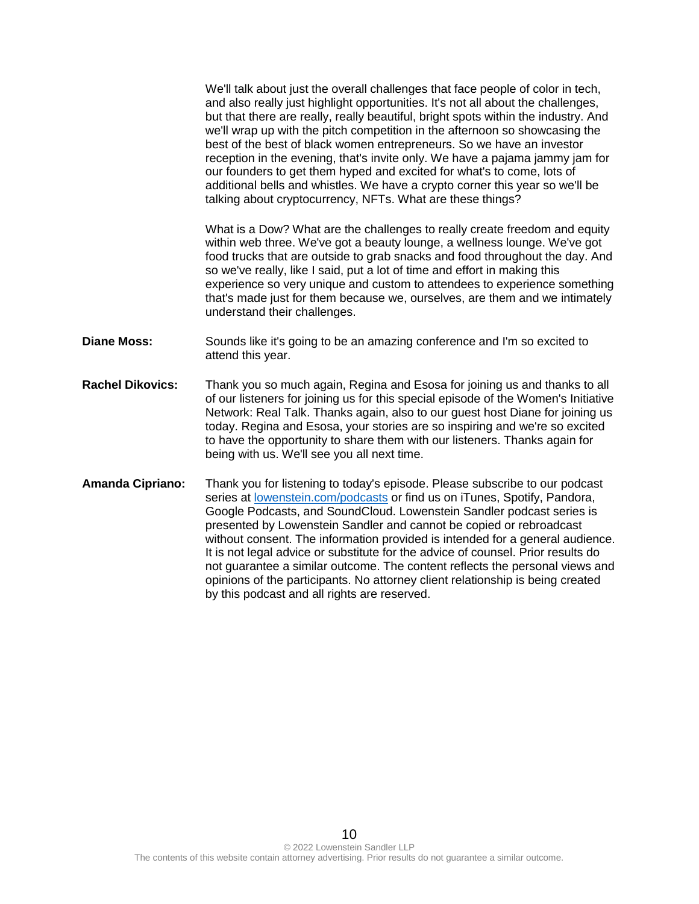We'll talk about just the overall challenges that face people of color in tech, and also really just highlight opportunities. It's not all about the challenges, but that there are really, really beautiful, bright spots within the industry. And we'll wrap up with the pitch competition in the afternoon so showcasing the best of the best of black women entrepreneurs. So we have an investor reception in the evening, that's invite only. We have a pajama jammy jam for our founders to get them hyped and excited for what's to come, lots of additional bells and whistles. We have a crypto corner this year so we'll be talking about cryptocurrency, NFTs. What are these things?

What is a Dow? What are the challenges to really create freedom and equity within web three. We've got a beauty lounge, a wellness lounge. We've got food trucks that are outside to grab snacks and food throughout the day. And so we've really, like I said, put a lot of time and effort in making this experience so very unique and custom to attendees to experience something that's made just for them because we, ourselves, are them and we intimately understand their challenges.

**Diane Moss:** Sounds like it's going to be an amazing conference and I'm so excited to attend this year.

**Rachel Dikovics:** Thank you so much again, Regina and Esosa for joining us and thanks to all of our listeners for joining us for this special episode of the Women's Initiative Network: Real Talk. Thanks again, also to our guest host Diane for joining us today. Regina and Esosa, your stories are so inspiring and we're so excited to have the opportunity to share them with our listeners. Thanks again for being with us. We'll see you all next time.

**Amanda Cipriano:** Thank you for listening to today's episode. Please subscribe to our podcast series at [lowenstein.com/podcasts](lowenstein.com/podcasts) or find us on iTunes, Spotify, Pandora, Google Podcasts, and SoundCloud. Lowenstein Sandler podcast series is presented by Lowenstein Sandler and cannot be copied or rebroadcast without consent. The information provided is intended for a general audience. It is not legal advice or substitute for the advice of counsel. Prior results do not guarantee a similar outcome. The content reflects the personal views and opinions of the participants. No attorney client relationship is being created by this podcast and all rights are reserved.